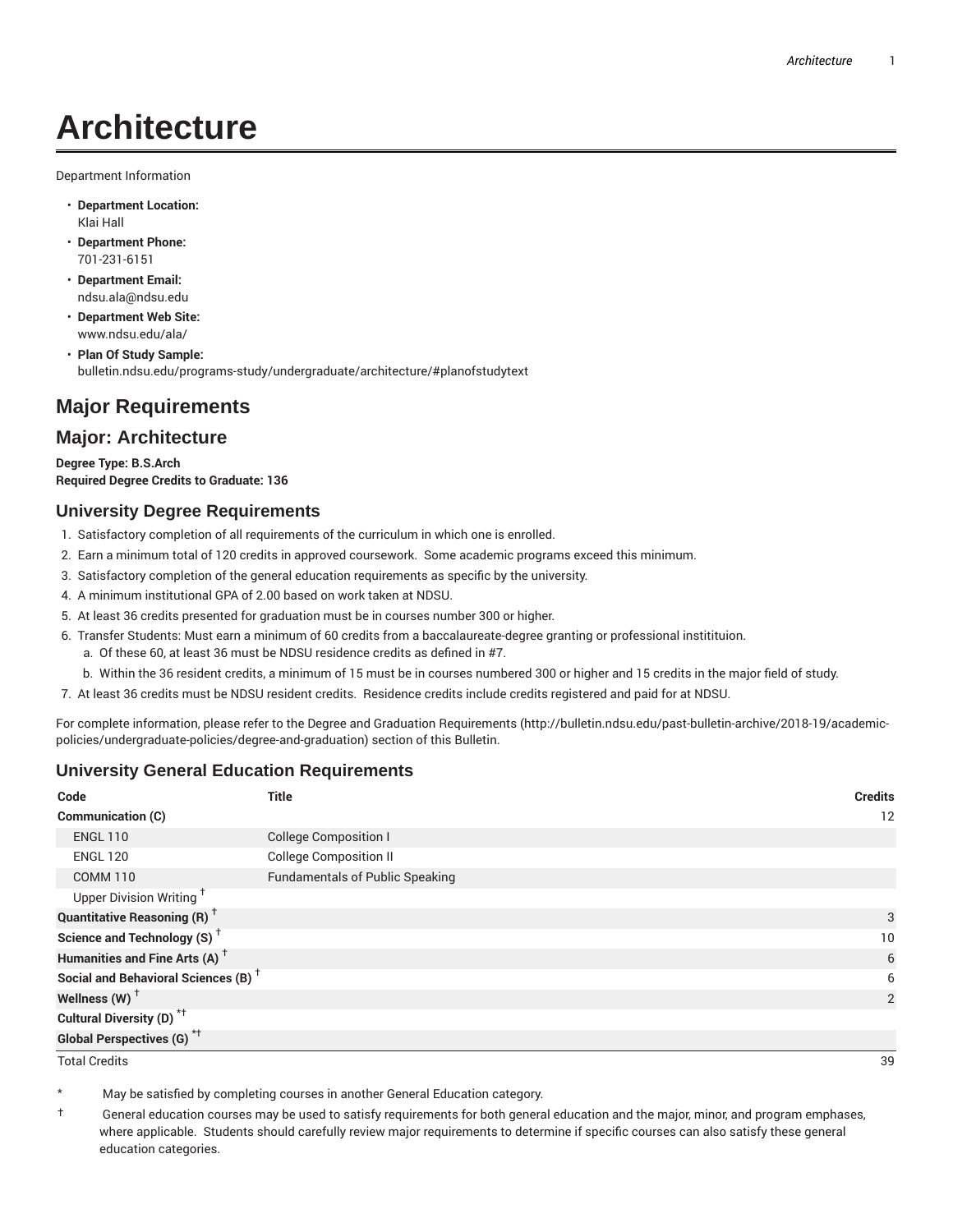# Architecture

Department Information

- **Department Location:**
  Klai Hall
- **Department Phone:**
  701-231-6151
- **Department Email:**
  ndsu.ala@ndsu.edu
- **Department Web Site:**
  www.ndsu.edu/ala/
- **Plan Of Study Sample:**
  bulletin.ndsu.edu/programs-study/undergraduate/architecture/#planofstudytext

## Major Requirements

## Major: Architecture

**Degree Type: B.S.Arch**
**Required Degree Credits to Graduate: 136**

### University Degree Requirements

1. Satisfactory completion of all requirements of the curriculum in which one is enrolled.
2. Earn a minimum total of 120 credits in approved coursework. Some academic programs exceed this minimum.
3. Satisfactory completion of the general education requirements as specific by the university.
4. A minimum institutional GPA of 2.00 based on work taken at NDSU.
5. At least 36 credits presented for graduation must be in courses number 300 or higher.
6. Transfer Students: Must earn a minimum of 60 credits from a baccalaureate-degree granting or professional instititulon.
   a. Of these 60, at least 36 must be NDSU residence credits as defined in #7.
   b. Within the 36 resident credits, a minimum of 15 must be in courses numbered 300 or higher and 15 credits in the major field of study.
7. At least 36 credits must be NDSU resident credits. Residence credits include credits registered and paid for at NDSU.

For complete information, please refer to the Degree and Graduation Requirements (http://bulletin.ndsu.edu/past-bulletin-archive/2018-19/academic-policies/undergraduate-policies/degree-and-graduation) section of this Bulletin.

### University General Education Requirements

| Code | Title | Credits |
|---|---|---|
| **Communication (C)** | | 12 |
| ENGL 110 | College Composition I | |
| ENGL 120 | College Composition II | |
| COMM 110 | Fundamentals of Public Speaking | |
| Upper Division Writing † | | |
| **Quantitative Reasoning (R)** † | | 3 |
| **Science and Technology (S)** † | | 10 |
| **Humanities and Fine Arts (A)** † | | 6 |
| **Social and Behavioral Sciences (B)** † | | 6 |
| **Wellness (W)** † | | 2 |
| **Cultural Diversity (D)** *† | | |
| **Global Perspectives (G)** *† | | |
| Total Credits | | 39 |

\* May be satisfied by completing courses in another General Education category.

† General education courses may be used to satisfy requirements for both general education and the major, minor, and program emphases, where applicable. Students should carefully review major requirements to determine if specific courses can also satisfy these general education categories.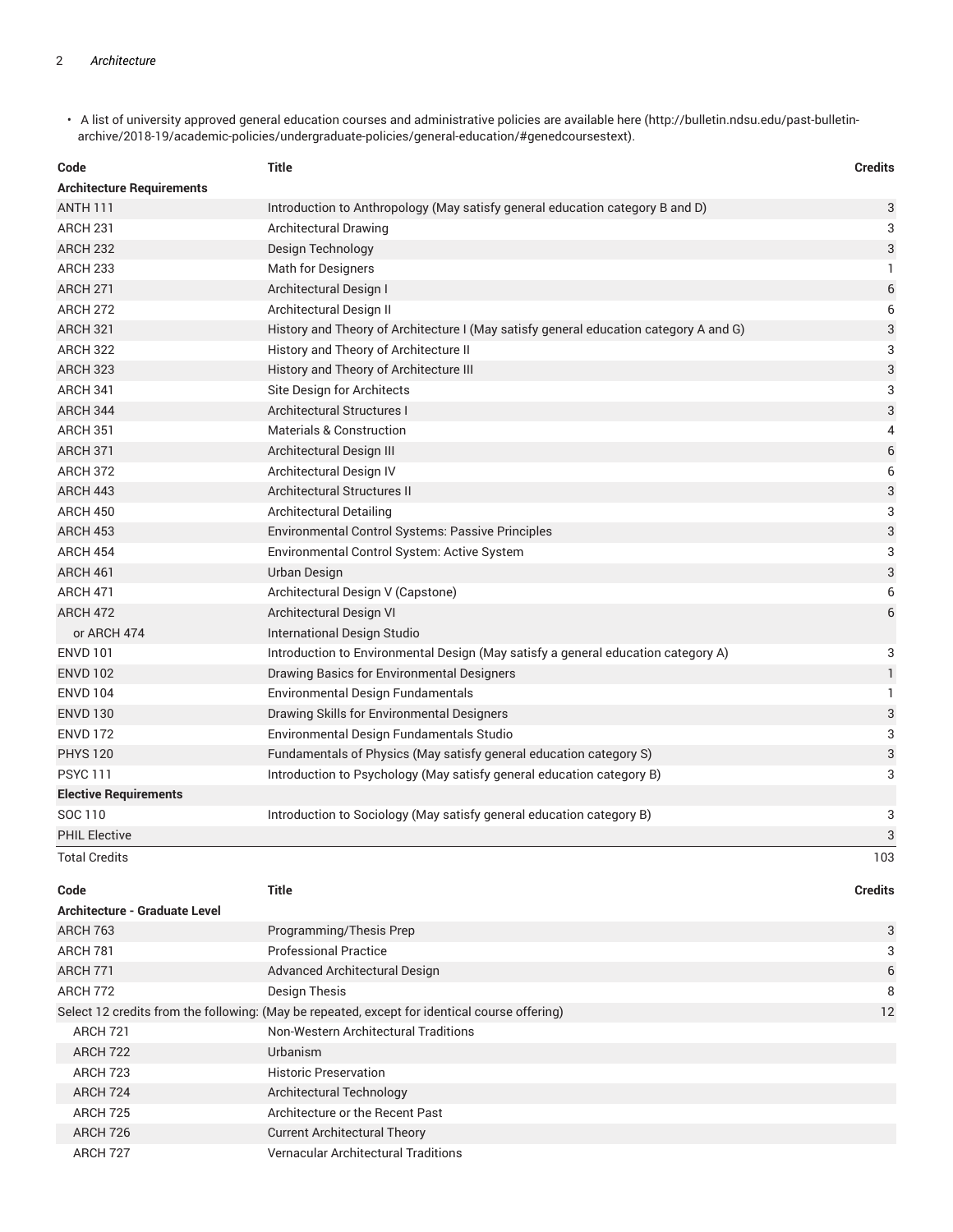- A list of university approved general education courses and administrative policies are available here (http://bulletin.ndsu.edu/past-bulletin-archive/2018-19/academic-policies/undergraduate-policies/general-education/#genedcoursestext).

| Code | Title | Credits |
|---|---|---|
| **Architecture Requirements** | | |
| ANTH 111 | Introduction to Anthropology (May satisfy general education category B and D) | 3 |
| ARCH 231 | Architectural Drawing | 3 |
| ARCH 232 | Design Technology | 3 |
| ARCH 233 | Math for Designers | 1 |
| ARCH 271 | Architectural Design I | 6 |
| ARCH 272 | Architectural Design II | 6 |
| ARCH 321 | History and Theory of Architecture I (May satisfy general education category A and G) | 3 |
| ARCH 322 | History and Theory of Architecture II | 3 |
| ARCH 323 | History and Theory of Architecture III | 3 |
| ARCH 341 | Site Design for Architects | 3 |
| ARCH 344 | Architectural Structures I | 3 |
| ARCH 351 | Materials & Construction | 4 |
| ARCH 371 | Architectural Design III | 6 |
| ARCH 372 | Architectural Design IV | 6 |
| ARCH 443 | Architectural Structures II | 3 |
| ARCH 450 | Architectural Detailing | 3 |
| ARCH 453 | Environmental Control Systems: Passive Principles | 3 |
| ARCH 454 | Environmental Control System: Active System | 3 |
| ARCH 461 | Urban Design | 3 |
| ARCH 471 | Architectural Design V (Capstone) | 6 |
| ARCH 472 | Architectural Design VI | 6 |
| or ARCH 474 | International Design Studio | |
| ENVD 101 | Introduction to Environmental Design (May satisfy a general education category A) | 3 |
| ENVD 102 | Drawing Basics for Environmental Designers | 1 |
| ENVD 104 | Environmental Design Fundamentals | 1 |
| ENVD 130 | Drawing Skills for Environmental Designers | 3 |
| ENVD 172 | Environmental Design Fundamentals Studio | 3 |
| PHYS 120 | Fundamentals of Physics (May satisfy general education category S) | 3 |
| PSYC 111 | Introduction to Psychology (May satisfy general education category B) | 3 |
| **Elective Requirements** | | |
| SOC 110 | Introduction to Sociology (May satisfy general education category B) | 3 |
| PHIL Elective | | 3 |
| Total Credits | | 103 |

| Code | Title | Credits |
|---|---|---|
| **Architecture - Graduate Level** | | |
| ARCH 763 | Programming/Thesis Prep | 3 |
| ARCH 781 | Professional Practice | 3 |
| ARCH 771 | Advanced Architectural Design | 6 |
| ARCH 772 | Design Thesis | 8 |
| Select 12 credits from the following: (May be repeated, except for identical course offering) | | 12 |
| ARCH 721 | Non-Western Architectural Traditions | |
| ARCH 722 | Urbanism | |
| ARCH 723 | Historic Preservation | |
| ARCH 724 | Architectural Technology | |
| ARCH 725 | Architecture or the Recent Past | |
| ARCH 726 | Current Architectural Theory | |
| ARCH 727 | Vernacular Architectural Traditions | |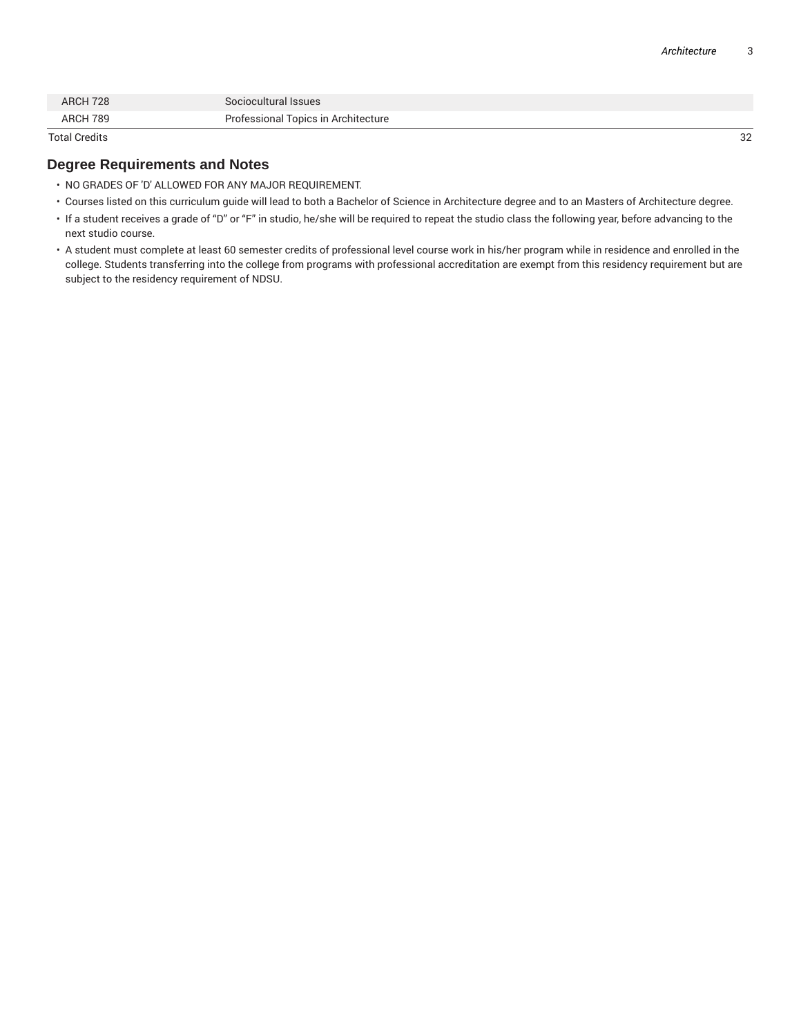| | | |
|---|---|---|
| ARCH 728 | Sociocultural Issues | |
| ARCH 789 | Professional Topics in Architecture | |
| Total Credits | | 32 |

## Degree Requirements and Notes

- NO GRADES OF 'D' ALLOWED FOR ANY MAJOR REQUIREMENT.
- Courses listed on this curriculum guide will lead to both a Bachelor of Science in Architecture degree and to an Masters of Architecture degree.
- If a student receives a grade of "D" or "F" in studio, he/she will be required to repeat the studio class the following year, before advancing to the next studio course.
- A student must complete at least 60 semester credits of professional level course work in his/her program while in residence and enrolled in the college. Students transferring into the college from programs with professional accreditation are exempt from this residency requirement but are subject to the residency requirement of NDSU.